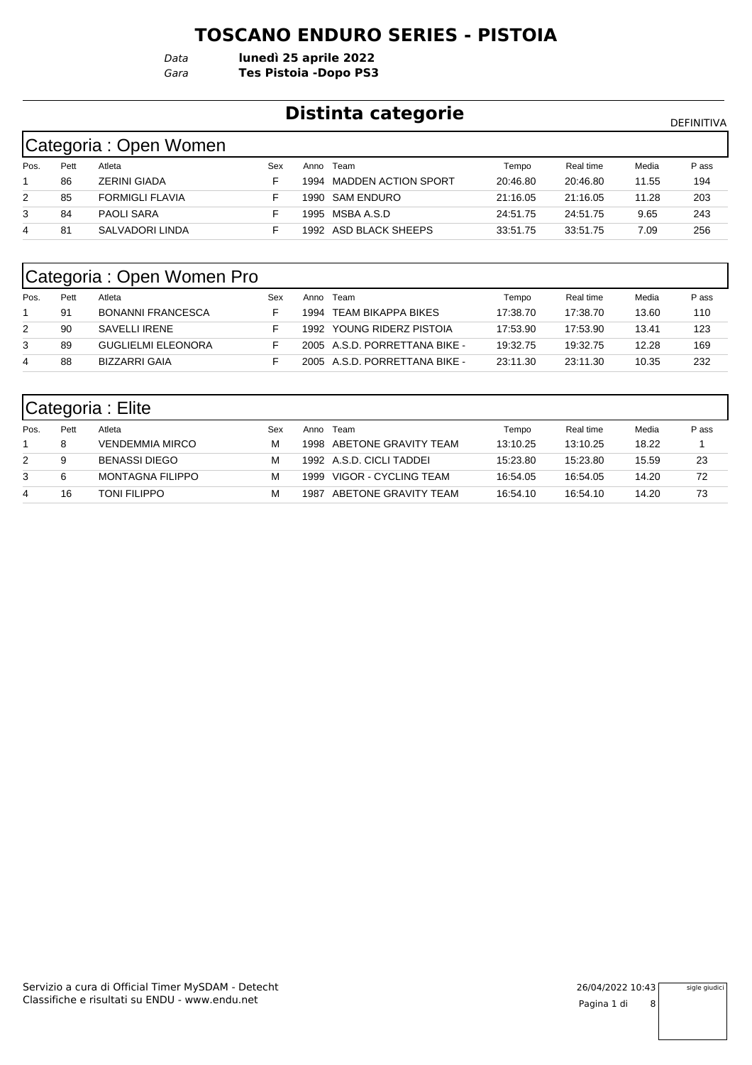# TOSCANO ENDURO SERIES - PISTOIA

*Data* **lunedì 25 aprile 2022**
*Gara* **Tes Pistoia -Dopo PS3**

## Distinta categorie

DEFINITIVA

### Categoria : Open Women

| Pos. | Pett | Atleta | Sex | Anno | Team | Tempo | Real time | Media | P ass |
|---|---|---|---|---|---|---|---|---|---|
| 1 | 86 | ZERINI GIADA | F | 1994 | MADDEN ACTION SPORT | 20:46.80 | 20:46.80 | 11.55 | 194 |
| 2 | 85 | FORMIGLI FLAVIA | F | 1990 | SAM ENDURO | 21:16.05 | 21:16.05 | 11.28 | 203 |
| 3 | 84 | PAOLI SARA | F | 1995 | MSBA A.S.D | 24:51.75 | 24:51.75 | 9.65 | 243 |
| 4 | 81 | SALVADORI LINDA | F | 1992 | ASD BLACK SHEEPS | 33:51.75 | 33:51.75 | 7.09 | 256 |

### Categoria : Open Women Pro

| Pos. | Pett | Atleta | Sex | Anno | Team | Tempo | Real time | Media | P ass |
|---|---|---|---|---|---|---|---|---|---|
| 1 | 91 | BONANNI FRANCESCA | F | 1994 | TEAM BIKAPPA BIKES | 17:38.70 | 17:38.70 | 13.60 | 110 |
| 2 | 90 | SAVELLI IRENE | F | 1992 | YOUNG RIDERZ PISTOIA | 17:53.90 | 17:53.90 | 13.41 | 123 |
| 3 | 89 | GUGLIELMI ELEONORA | F | 2005 | A.S.D. PORRETTANA BIKE - | 19:32.75 | 19:32.75 | 12.28 | 169 |
| 4 | 88 | BIZZARRI GAIA | F | 2005 | A.S.D. PORRETTANA BIKE - | 23:11.30 | 23:11.30 | 10.35 | 232 |

### Categoria : Elite

| Pos. | Pett | Atleta | Sex | Anno | Team | Tempo | Real time | Media | P ass |
|---|---|---|---|---|---|---|---|---|---|
| 1 | 8 | VENDEMMIA MIRCO | M | 1998 | ABETONE GRAVITY TEAM | 13:10.25 | 13:10.25 | 18.22 | 1 |
| 2 | 9 | BENASSI DIEGO | M | 1992 | A.S.D. CICLI TADDEI | 15:23.80 | 15:23.80 | 15.59 | 23 |
| 3 | 6 | MONTAGNA FILIPPO | M | 1999 | VIGOR - CYCLING TEAM | 16:54.05 | 16:54.05 | 14.20 | 72 |
| 4 | 16 | TONI FILIPPO | M | 1987 | ABETONE GRAVITY TEAM | 16:54.10 | 16:54.10 | 14.20 | 73 |

Servizio a cura di Official Timer MySDAM - Detecht
Classifiche e risultati su ENDU - www.endu.net

26/04/2022 10:43

sigle giudici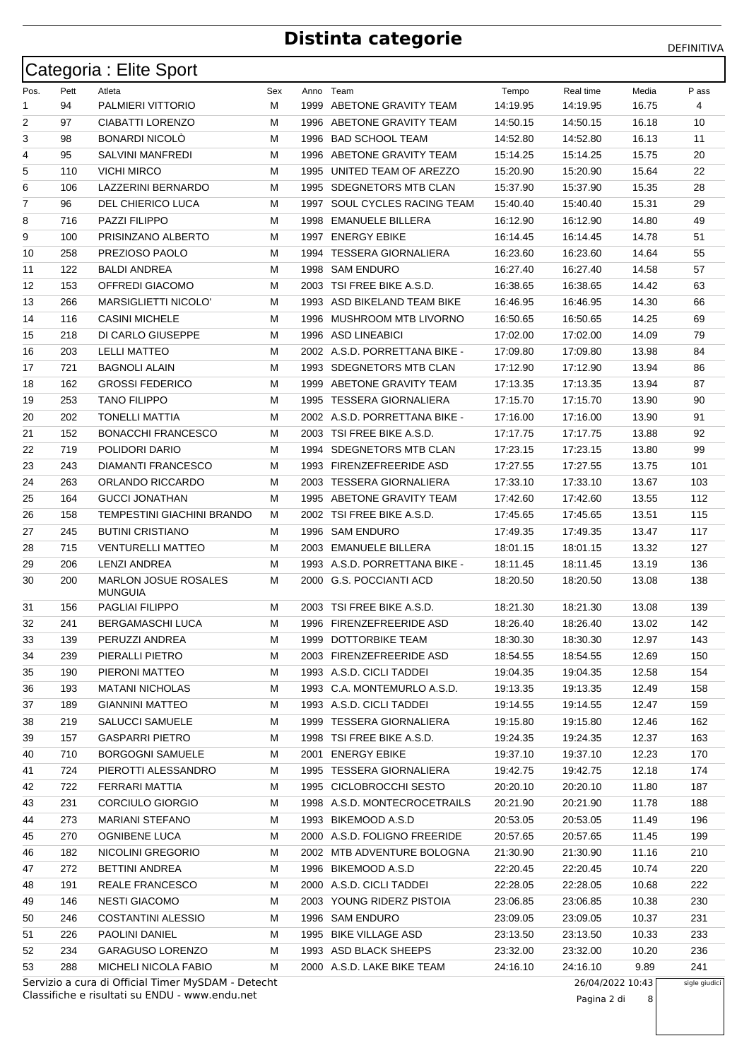# Distinta categorie

DEFINITIVA

## Categoria : Elite Sport

| Pos. | Pett | Atleta | Sex | Anno | Team | Tempo | Real time | Media | P ass |
|---|---|---|---|---|---|---|---|---|---|
| 1 | 94 | PALMIERI VITTORIO | M | 1999 | ABETONE GRAVITY TEAM | 14:19.95 | 14:19.95 | 16.75 | 4 |
| 2 | 97 | CIABATTI LORENZO | M | 1996 | ABETONE GRAVITY TEAM | 14:50.15 | 14:50.15 | 16.18 | 10 |
| 3 | 98 | BONARDI NICOLÒ | M | 1996 | BAD SCHOOL TEAM | 14:52.80 | 14:52.80 | 16.13 | 11 |
| 4 | 95 | SALVINI MANFREDI | M | 1996 | ABETONE GRAVITY TEAM | 15:14.25 | 15:14.25 | 15.75 | 20 |
| 5 | 110 | VICHI MIRCO | M | 1995 | UNITED TEAM OF AREZZO | 15:20.90 | 15:20.90 | 15.64 | 22 |
| 6 | 106 | LAZZERINI BERNARDO | M | 1995 | SDEGNETORS MTB CLAN | 15:37.90 | 15:37.90 | 15.35 | 28 |
| 7 | 96 | DEL CHIERICO LUCA | M | 1997 | SOUL CYCLES RACING TEAM | 15:40.40 | 15:40.40 | 15.31 | 29 |
| 8 | 716 | PAZZI FILIPPO | M | 1998 | EMANUELE BILLERA | 16:12.90 | 16:12.90 | 14.80 | 49 |
| 9 | 100 | PRISINZANO ALBERTO | M | 1997 | ENERGY EBIKE | 16:14.45 | 16:14.45 | 14.78 | 51 |
| 10 | 258 | PREZIOSO PAOLO | M | 1994 | TESSERA GIORNALIERA | 16:23.60 | 16:23.60 | 14.64 | 55 |
| 11 | 122 | BALDI ANDREA | M | 1998 | SAM ENDURO | 16:27.40 | 16:27.40 | 14.58 | 57 |
| 12 | 153 | OFFREDI GIACOMO | M | 2003 | TSI FREE BIKE A.S.D. | 16:38.65 | 16:38.65 | 14.42 | 63 |
| 13 | 266 | MARSIGLIETTI NICOLO' | M | 1993 | ASD BIKELAND TEAM BIKE | 16:46.95 | 16:46.95 | 14.30 | 66 |
| 14 | 116 | CASINI MICHELE | M | 1996 | MUSHROOM MTB LIVORNO | 16:50.65 | 16:50.65 | 14.25 | 69 |
| 15 | 218 | DI CARLO GIUSEPPE | M | 1996 | ASD LINEABICI | 17:02.00 | 17:02.00 | 14.09 | 79 |
| 16 | 203 | LELLI MATTEO | M | 2002 | A.S.D. PORRETTANA BIKE - | 17:09.80 | 17:09.80 | 13.98 | 84 |
| 17 | 721 | BAGNOLI ALAIN | M | 1993 | SDEGNETORS MTB CLAN | 17:12.90 | 17:12.90 | 13.94 | 86 |
| 18 | 162 | GROSSI FEDERICO | M | 1999 | ABETONE GRAVITY TEAM | 17:13.35 | 17:13.35 | 13.94 | 87 |
| 19 | 253 | TANO FILIPPO | M | 1995 | TESSERA GIORNALIERA | 17:15.70 | 17:15.70 | 13.90 | 90 |
| 20 | 202 | TONELLI MATTIA | M | 2002 | A.S.D. PORRETTANA BIKE - | 17:16.00 | 17:16.00 | 13.90 | 91 |
| 21 | 152 | BONACCHI FRANCESCO | M | 2003 | TSI FREE BIKE A.S.D. | 17:17.75 | 17:17.75 | 13.88 | 92 |
| 22 | 719 | POLIDORI DARIO | M | 1994 | SDEGNETORS MTB CLAN | 17:23.15 | 17:23.15 | 13.80 | 99 |
| 23 | 243 | DIAMANTI FRANCESCO | M | 1993 | FIRENZEFREERIDE ASD | 17:27.55 | 17:27.55 | 13.75 | 101 |
| 24 | 263 | ORLANDO RICCARDO | M | 2003 | TESSERA GIORNALIERA | 17:33.10 | 17:33.10 | 13.67 | 103 |
| 25 | 164 | GUCCI JONATHAN | M | 1995 | ABETONE GRAVITY TEAM | 17:42.60 | 17:42.60 | 13.55 | 112 |
| 26 | 158 | TEMPESTINI GIACHINI BRANDO | M | 2002 | TSI FREE BIKE A.S.D. | 17:45.65 | 17:45.65 | 13.51 | 115 |
| 27 | 245 | BUTINI CRISTIANO | M | 1996 | SAM ENDURO | 17:49.35 | 17:49.35 | 13.47 | 117 |
| 28 | 715 | VENTURELLI MATTEO | M | 2003 | EMANUELE BILLERA | 18:01.15 | 18:01.15 | 13.32 | 127 |
| 29 | 206 | LENZI ANDREA | M | 1993 | A.S.D. PORRETTANA BIKE - | 18:11.45 | 18:11.45 | 13.19 | 136 |
| 30 | 200 | MARLON JOSUE ROSALES MUNGUIA | M | 2000 | G.S. POCCIANTI ACD | 18:20.50 | 18:20.50 | 13.08 | 138 |
| 31 | 156 | PAGLIAI FILIPPO | M | 2003 | TSI FREE BIKE A.S.D. | 18:21.30 | 18:21.30 | 13.08 | 139 |
| 32 | 241 | BERGAMASCHI LUCA | M | 1996 | FIRENZEFREERIDE ASD | 18:26.40 | 18:26.40 | 13.02 | 142 |
| 33 | 139 | PERUZZI ANDREA | M | 1999 | DOTTORBIKE TEAM | 18:30.30 | 18:30.30 | 12.97 | 143 |
| 34 | 239 | PIERALLI PIETRO | M | 2003 | FIRENZEFREERIDE ASD | 18:54.55 | 18:54.55 | 12.69 | 150 |
| 35 | 190 | PIERONI MATTEO | M | 1993 | A.S.D. CICLI TADDEI | 19:04.35 | 19:04.35 | 12.58 | 154 |
| 36 | 193 | MATANI NICHOLAS | M | 1993 | C.A. MONTEMURLO A.S.D. | 19:13.35 | 19:13.35 | 12.49 | 158 |
| 37 | 189 | GIANNINI MATTEO | M | 1993 | A.S.D. CICLI TADDEI | 19:14.55 | 19:14.55 | 12.47 | 159 |
| 38 | 219 | SALUCCI SAMUELE | M | 1999 | TESSERA GIORNALIERA | 19:15.80 | 19:15.80 | 12.46 | 162 |
| 39 | 157 | GASPARRI PIETRO | M | 1998 | TSI FREE BIKE A.S.D. | 19:24.35 | 19:24.35 | 12.37 | 163 |
| 40 | 710 | BORGOGNI SAMUELE | M | 2001 | ENERGY EBIKE | 19:37.10 | 19:37.10 | 12.23 | 170 |
| 41 | 724 | PIEROTTI ALESSANDRO | M | 1995 | TESSERA GIORNALIERA | 19:42.75 | 19:42.75 | 12.18 | 174 |
| 42 | 722 | FERRARI MATTIA | M | 1995 | CICLOBROCCHI SESTO | 20:20.10 | 20:20.10 | 11.80 | 187 |
| 43 | 231 | CORCIULO GIORGIO | M | 1998 | A.S.D. MONTECROCETRAILS | 20:21.90 | 20:21.90 | 11.78 | 188 |
| 44 | 273 | MARIANI STEFANO | M | 1993 | BIKEMOOD A.S.D | 20:53.05 | 20:53.05 | 11.49 | 196 |
| 45 | 270 | OGNIBENE LUCA | M | 2000 | A.S.D. FOLIGNO FREERIDE | 20:57.65 | 20:57.65 | 11.45 | 199 |
| 46 | 182 | NICOLINI GREGORIO | M | 2002 | MTB ADVENTURE BOLOGNA | 21:30.90 | 21:30.90 | 11.16 | 210 |
| 47 | 272 | BETTINI ANDREA | M | 1996 | BIKEMOOD A.S.D | 22:20.45 | 22:20.45 | 10.74 | 220 |
| 48 | 191 | REALE FRANCESCO | M | 2000 | A.S.D. CICLI TADDEI | 22:28.05 | 22:28.05 | 10.68 | 222 |
| 49 | 146 | NESTI GIACOMO | M | 2003 | YOUNG RIDERZ PISTOIA | 23:06.85 | 23:06.85 | 10.38 | 230 |
| 50 | 246 | COSTANTINI ALESSIO | M | 1996 | SAM ENDURO | 23:09.05 | 23:09.05 | 10.37 | 231 |
| 51 | 226 | PAOLINI DANIEL | M | 1995 | BIKE VILLAGE ASD | 23:13.50 | 23:13.50 | 10.33 | 233 |
| 52 | 234 | GARAGUSO LORENZO | M | 1993 | ASD BLACK SHEEPS | 23:32.00 | 23:32.00 | 10.20 | 236 |
| 53 | 288 | MICHELI NICOLA FABIO | M | 2000 | A.S.D. LAKE BIKE TEAM | 24:16.10 | 24:16.10 | 9.89 | 241 |

Servizio a cura di Official Timer MySDAM - Detecht
Classifiche e risultati su ENDU - www.endu.net

26/04/2022 10:43

sigle giudici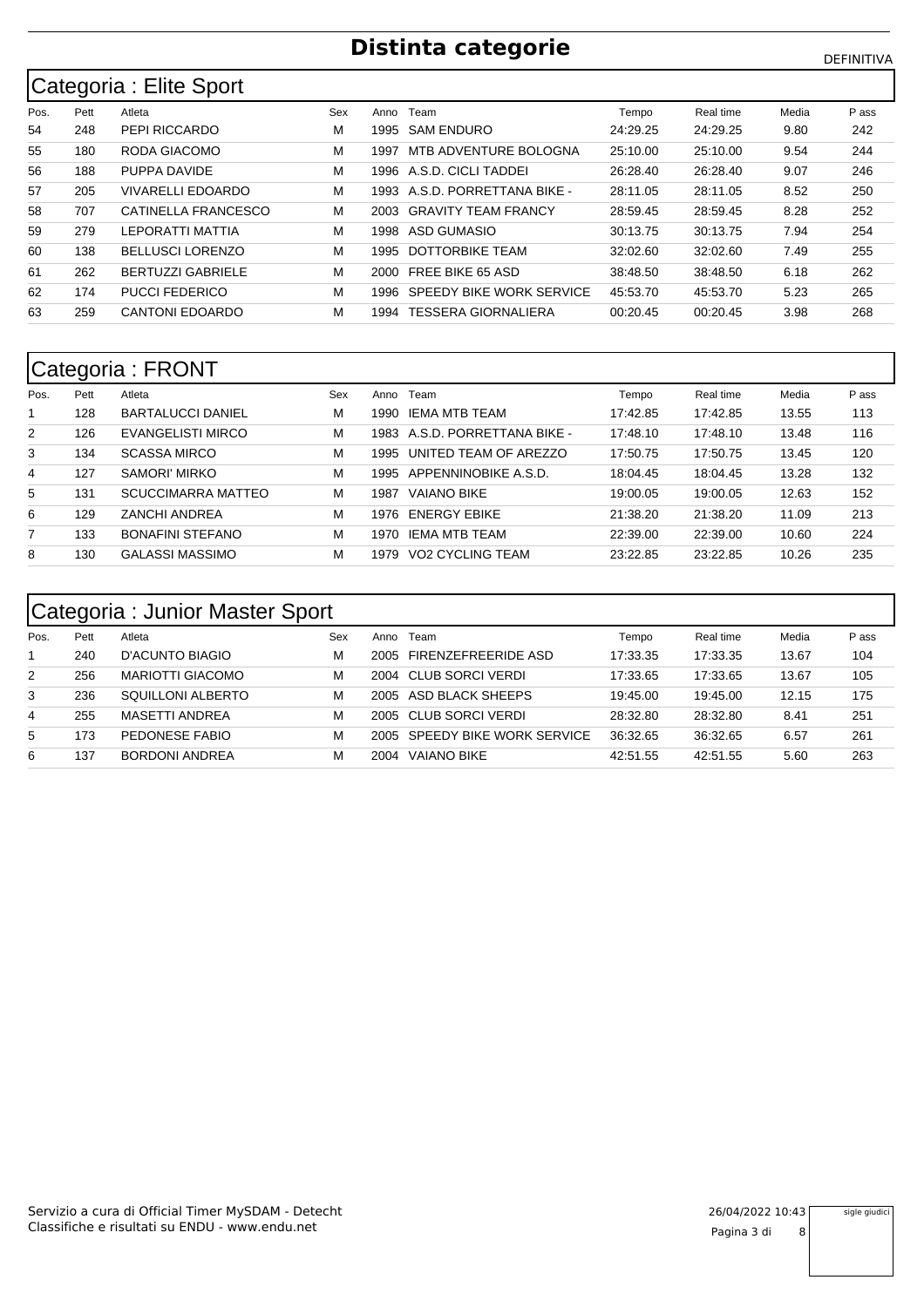# Distinta categorie

DEFINITIVA

## Categoria : Elite Sport

| Pos. | Pett | Atleta | Sex | Anno | Team | Tempo | Real time | Media | P ass |
|---|---|---|---|---|---|---|---|---|---|
| 54 | 248 | PEPI RICCARDO | M | 1995 | SAM ENDURO | 24:29.25 | 24:29.25 | 9.80 | 242 |
| 55 | 180 | RODA GIACOMO | M | 1997 | MTB ADVENTURE BOLOGNA | 25:10.00 | 25:10.00 | 9.54 | 244 |
| 56 | 188 | PUPPA DAVIDE | M | 1996 | A.S.D. CICLI TADDEI | 26:28.40 | 26:28.40 | 9.07 | 246 |
| 57 | 205 | VIVARELLI EDOARDO | M | 1993 | A.S.D. PORRETTANA BIKE - | 28:11.05 | 28:11.05 | 8.52 | 250 |
| 58 | 707 | CATINELLA FRANCESCO | M | 2003 | GRAVITY TEAM FRANCY | 28:59.45 | 28:59.45 | 8.28 | 252 |
| 59 | 279 | LEPORATTI MATTIA | M | 1998 | ASD GUMASIO | 30:13.75 | 30:13.75 | 7.94 | 254 |
| 60 | 138 | BELLUSCI LORENZO | M | 1995 | DOTTORBIKE TEAM | 32:02.60 | 32:02.60 | 7.49 | 255 |
| 61 | 262 | BERTUZZI GABRIELE | M | 2000 | FREE BIKE 65 ASD | 38:48.50 | 38:48.50 | 6.18 | 262 |
| 62 | 174 | PUCCI FEDERICO | M | 1996 | SPEEDY BIKE WORK SERVICE | 45:53.70 | 45:53.70 | 5.23 | 265 |
| 63 | 259 | CANTONI EDOARDO | M | 1994 | TESSERA GIORNALIERA | 00:20.45 | 00:20.45 | 3.98 | 268 |

## Categoria : FRONT

| Pos. | Pett | Atleta | Sex | Anno | Team | Tempo | Real time | Media | P ass |
|---|---|---|---|---|---|---|---|---|---|
| 1 | 128 | BARTALUCCI DANIEL | M | 1990 | IEMA MTB TEAM | 17:42.85 | 17:42.85 | 13.55 | 113 |
| 2 | 126 | EVANGELISTI MIRCO | M | 1983 | A.S.D. PORRETTANA BIKE - | 17:48.10 | 17:48.10 | 13.48 | 116 |
| 3 | 134 | SCASSA MIRCO | M | 1995 | UNITED TEAM OF AREZZO | 17:50.75 | 17:50.75 | 13.45 | 120 |
| 4 | 127 | SAMORI' MIRKO | M | 1995 | APPENNINOBIKE A.S.D. | 18:04.45 | 18:04.45 | 13.28 | 132 |
| 5 | 131 | SCUCCIMARRA MATTEO | M | 1987 | VAIANO BIKE | 19:00.05 | 19:00.05 | 12.63 | 152 |
| 6 | 129 | ZANCHI ANDREA | M | 1976 | ENERGY EBIKE | 21:38.20 | 21:38.20 | 11.09 | 213 |
| 7 | 133 | BONAFINI STEFANO | M | 1970 | IEMA MTB TEAM | 22:39.00 | 22:39.00 | 10.60 | 224 |
| 8 | 130 | GALASSI MASSIMO | M | 1979 | VO2 CYCLING TEAM | 23:22.85 | 23:22.85 | 10.26 | 235 |

## Categoria : Junior Master Sport

| Pos. | Pett | Atleta | Sex | Anno | Team | Tempo | Real time | Media | P ass |
|---|---|---|---|---|---|---|---|---|---|
| 1 | 240 | D'ACUNTO BIAGIO | M | 2005 | FIRENZEFREERIDE ASD | 17:33.35 | 17:33.35 | 13.67 | 104 |
| 2 | 256 | MARIOTTI GIACOMO | M | 2004 | CLUB SORCI VERDI | 17:33.65 | 17:33.65 | 13.67 | 105 |
| 3 | 236 | SQUILLONI ALBERTO | M | 2005 | ASD BLACK SHEEPS | 19:45.00 | 19:45.00 | 12.15 | 175 |
| 4 | 255 | MASETTI ANDREA | M | 2005 | CLUB SORCI VERDI | 28:32.80 | 28:32.80 | 8.41 | 251 |
| 5 | 173 | PEDONESE FABIO | M | 2005 | SPEEDY BIKE WORK SERVICE | 36:32.65 | 36:32.65 | 6.57 | 261 |
| 6 | 137 | BORDONI ANDREA | M | 2004 | VAIANO BIKE | 42:51.55 | 42:51.55 | 5.60 | 263 |

Servizio a cura di Official Timer MySDAM - Detecht
Classifiche e risultati su ENDU - www.endu.net

26/04/2022 10:43

sigle giudici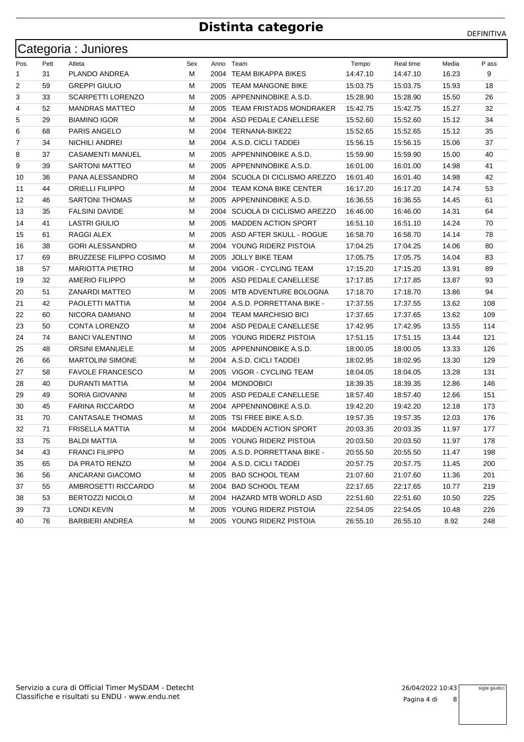# Distinta categorie

DEFINITIVA

## Categoria : Juniores

| Pos. | Pett | Atleta | Sex | Anno | Team | Tempo | Real time | Media | P ass |
|---|---|---|---|---|---|---|---|---|---|
| 1 | 31 | PLANDO ANDREA | M | 2004 | TEAM BIKAPPA BIKES | 14:47.10 | 14:47.10 | 16.23 | 9 |
| 2 | 59 | GREPPI GIULIO | M | 2005 | TEAM MANGONE BIKE | 15:03.75 | 15:03.75 | 15.93 | 18 |
| 3 | 33 | SCARPETTI LORENZO | M | 2005 | APPENNINOBIKE A.S.D. | 15:28.90 | 15:28.90 | 15.50 | 26 |
| 4 | 52 | MANDRAS MATTEO | M | 2005 | TEAM FRISTADS MONDRAKER | 15:42.75 | 15:42.75 | 15.27 | 32 |
| 5 | 29 | BIAMINO IGOR | M | 2004 | ASD PEDALE CANELLESE | 15:52.60 | 15:52.60 | 15.12 | 34 |
| 6 | 68 | PARIS ANGELO | M | 2004 | TERNANA-BIKE22 | 15:52.65 | 15:52.65 | 15.12 | 35 |
| 7 | 34 | NICHILI ANDREI | M | 2004 | A.S.D. CICLI TADDEI | 15:56.15 | 15:56.15 | 15.06 | 37 |
| 8 | 37 | CASAMENTI MANUEL | M | 2005 | APPENNINOBIKE A.S.D. | 15:59.90 | 15:59.90 | 15.00 | 40 |
| 9 | 39 | SARTONI MATTEO | M | 2005 | APPENNINOBIKE A.S.D. | 16:01.00 | 16:01.00 | 14.98 | 41 |
| 10 | 36 | PANA ALESSANDRO | M | 2004 | SCUOLA DI CICLISMO AREZZO | 16:01.40 | 16:01.40 | 14.98 | 42 |
| 11 | 44 | ORIELLI FILIPPO | M | 2004 | TEAM KONA BIKE CENTER | 16:17.20 | 16:17.20 | 14.74 | 53 |
| 12 | 46 | SARTONI THOMAS | M | 2005 | APPENNINOBIKE A.S.D. | 16:36.55 | 16:36.55 | 14.45 | 61 |
| 13 | 35 | FALSINI DAVIDE | M | 2004 | SCUOLA DI CICLISMO AREZZO | 16:46.00 | 16:46.00 | 14.31 | 64 |
| 14 | 41 | LASTRI GIULIO | M | 2005 | MADDEN ACTION SPORT | 16:51.10 | 16:51.10 | 14.24 | 70 |
| 15 | 61 | RAGGI ALEX | M | 2005 | ASD AFTER SKULL - ROGUE | 16:58.70 | 16:58.70 | 14.14 | 78 |
| 16 | 38 | GORI ALESSANDRO | M | 2004 | YOUNG RIDERZ PISTOIA | 17:04.25 | 17:04.25 | 14.06 | 80 |
| 17 | 69 | BRUZZESE FILIPPO COSIMO | M | 2005 | JOLLY BIKE TEAM | 17:05.75 | 17:05.75 | 14.04 | 83 |
| 18 | 57 | MARIOTTA PIETRO | M | 2004 | VIGOR - CYCLING TEAM | 17:15.20 | 17:15.20 | 13.91 | 89 |
| 19 | 32 | AMERIO FILIPPO | M | 2005 | ASD PEDALE CANELLESE | 17:17.85 | 17:17.85 | 13.87 | 93 |
| 20 | 51 | ZANARDI MATTEO | M | 2005 | MTB ADVENTURE BOLOGNA | 17:18.70 | 17:18.70 | 13.86 | 94 |
| 21 | 42 | PAOLETTI MATTIA | M | 2004 | A.S.D. PORRETTANA BIKE - | 17:37.55 | 17:37.55 | 13.62 | 108 |
| 22 | 60 | NICORA DAMIANO | M | 2004 | TEAM MARCHISIO BICI | 17:37.65 | 17:37.65 | 13.62 | 109 |
| 23 | 50 | CONTA LORENZO | M | 2004 | ASD PEDALE CANELLESE | 17:42.95 | 17:42.95 | 13.55 | 114 |
| 24 | 74 | BANCI VALENTINO | M | 2005 | YOUNG RIDERZ PISTOIA | 17:51.15 | 17:51.15 | 13.44 | 121 |
| 25 | 48 | ORSINI EMANUELE | M | 2005 | APPENNINOBIKE A.S.D. | 18:00.05 | 18:00.05 | 13.33 | 126 |
| 26 | 66 | MARTOLINI SIMONE | M | 2004 | A.S.D. CICLI TADDEI | 18:02.95 | 18:02.95 | 13.30 | 129 |
| 27 | 58 | FAVOLE FRANCESCO | M | 2005 | VIGOR - CYCLING TEAM | 18:04.05 | 18:04.05 | 13.28 | 131 |
| 28 | 40 | DURANTI MATTIA | M | 2004 | MONDOBICI | 18:39.35 | 18:39.35 | 12.86 | 146 |
| 29 | 49 | SORIA GIOVANNI | M | 2005 | ASD PEDALE CANELLESE | 18:57.40 | 18:57.40 | 12.66 | 151 |
| 30 | 45 | FARINA RICCARDO | M | 2004 | APPENNINOBIKE A.S.D. | 19:42.20 | 19:42.20 | 12.18 | 173 |
| 31 | 70 | CANTASALE THOMAS | M | 2005 | TSI FREE BIKE A.S.D. | 19:57.35 | 19:57.35 | 12.03 | 176 |
| 32 | 71 | FRISELLA MATTIA | M | 2004 | MADDEN ACTION SPORT | 20:03.35 | 20:03.35 | 11.97 | 177 |
| 33 | 75 | BALDI MATTIA | M | 2005 | YOUNG RIDERZ PISTOIA | 20:03.50 | 20:03.50 | 11.97 | 178 |
| 34 | 43 | FRANCI FILIPPO | M | 2005 | A.S.D. PORRETTANA BIKE - | 20:55.50 | 20:55.50 | 11.47 | 198 |
| 35 | 65 | DA PRATO RENZO | M | 2004 | A.S.D. CICLI TADDEI | 20:57.75 | 20:57.75 | 11.45 | 200 |
| 36 | 56 | ANCARANI GIACOMO | M | 2005 | BAD SCHOOL TEAM | 21:07.60 | 21:07.60 | 11.36 | 201 |
| 37 | 55 | AMBROSETTI RICCARDO | M | 2004 | BAD SCHOOL TEAM | 22:17.65 | 22:17.65 | 10.77 | 219 |
| 38 | 53 | BERTOZZI NICOLO | M | 2004 | HAZARD MTB WORLD ASD | 22:51.60 | 22:51.60 | 10.50 | 225 |
| 39 | 73 | LONDI KEVIN | M | 2005 | YOUNG RIDERZ PISTOIA | 22:54.05 | 22:54.05 | 10.48 | 226 |
| 40 | 76 | BARBIERI ANDREA | M | 2005 | YOUNG RIDERZ PISTOIA | 26:55.10 | 26:55.10 | 8.92 | 248 |

Servizio a cura di Official Timer MySDAM - Detecht
Classifiche e risultati su ENDU - www.endu.net

26/04/2022 10:43

sigle giudici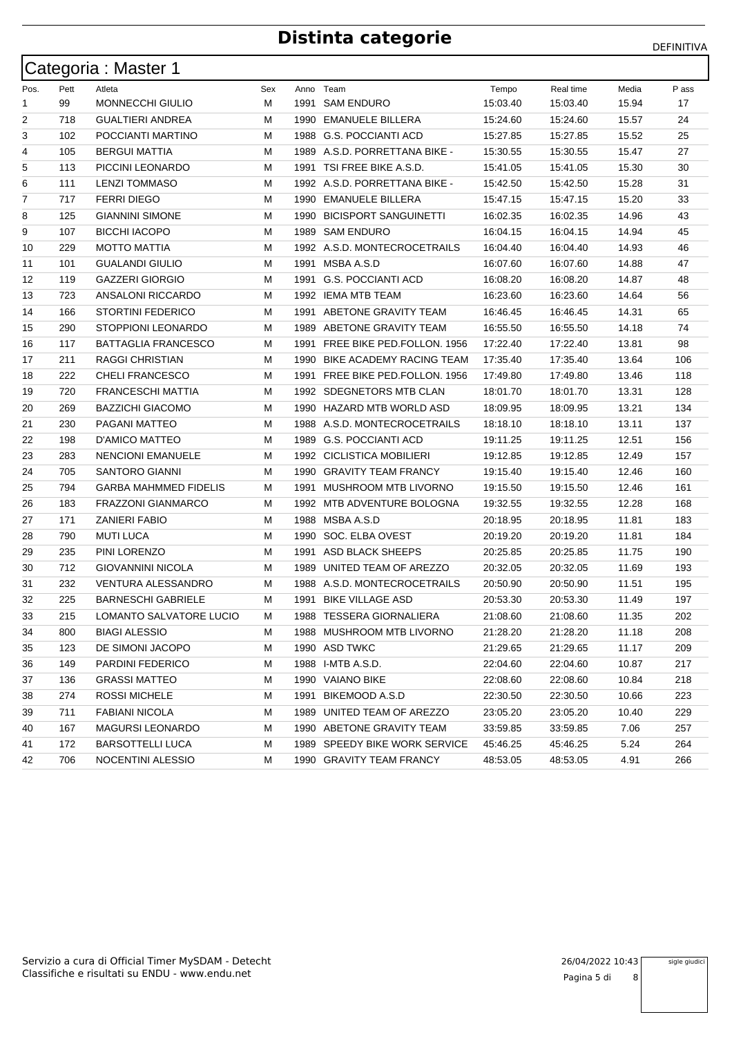# Distinta categorie

DEFINITIVA

## Categoria : Master 1

| Pos. | Pett | Atleta | Sex | Anno | Team | Tempo | Real time | Media | P ass |
|---|---|---|---|---|---|---|---|---|---|
| 1 | 99 | MONNECCHI GIULIO | M | 1991 | SAM ENDURO | 15:03.40 | 15:03.40 | 15.94 | 17 |
| 2 | 718 | GUALTIERI ANDREA | M | 1990 | EMANUELE BILLERA | 15:24.60 | 15:24.60 | 15.57 | 24 |
| 3 | 102 | POCCIANTI MARTINO | M | 1988 | G.S. POCCIANTI ACD | 15:27.85 | 15:27.85 | 15.52 | 25 |
| 4 | 105 | BERGUI MATTIA | M | 1989 | A.S.D. PORRETTANA BIKE - | 15:30.55 | 15:30.55 | 15.47 | 27 |
| 5 | 113 | PICCINI LEONARDO | M | 1991 | TSI FREE BIKE A.S.D. | 15:41.05 | 15:41.05 | 15.30 | 30 |
| 6 | 111 | LENZI TOMMASO | M | 1992 | A.S.D. PORRETTANA BIKE - | 15:42.50 | 15:42.50 | 15.28 | 31 |
| 7 | 717 | FERRI DIEGO | M | 1990 | EMANUELE BILLERA | 15:47.15 | 15:47.15 | 15.20 | 33 |
| 8 | 125 | GIANNINI SIMONE | M | 1990 | BICISPORT SANGUINETTI | 16:02.35 | 16:02.35 | 14.96 | 43 |
| 9 | 107 | BICCHI IACOPO | M | 1989 | SAM ENDURO | 16:04.15 | 16:04.15 | 14.94 | 45 |
| 10 | 229 | MOTTO MATTIA | M | 1992 | A.S.D. MONTECROCETRAILS | 16:04.40 | 16:04.40 | 14.93 | 46 |
| 11 | 101 | GUALANDI GIULIO | M | 1991 | MSBA A.S.D | 16:07.60 | 16:07.60 | 14.88 | 47 |
| 12 | 119 | GAZZERI GIORGIO | M | 1991 | G.S. POCCIANTI ACD | 16:08.20 | 16:08.20 | 14.87 | 48 |
| 13 | 723 | ANSALONI RICCARDO | M | 1992 | IEMA MTB TEAM | 16:23.60 | 16:23.60 | 14.64 | 56 |
| 14 | 166 | STORTINI FEDERICO | M | 1991 | ABETONE GRAVITY TEAM | 16:46.45 | 16:46.45 | 14.31 | 65 |
| 15 | 290 | STOPPIONI LEONARDO | M | 1989 | ABETONE GRAVITY TEAM | 16:55.50 | 16:55.50 | 14.18 | 74 |
| 16 | 117 | BATTAGLIA FRANCESCO | M | 1991 | FREE BIKE PED.FOLLON. 1956 | 17:22.40 | 17:22.40 | 13.81 | 98 |
| 17 | 211 | RAGGI CHRISTIAN | M | 1990 | BIKE ACADEMY RACING TEAM | 17:35.40 | 17:35.40 | 13.64 | 106 |
| 18 | 222 | CHELI FRANCESCO | M | 1991 | FREE BIKE PED.FOLLON. 1956 | 17:49.80 | 17:49.80 | 13.46 | 118 |
| 19 | 720 | FRANCESCHI MATTIA | M | 1992 | SDEGNETORS MTB CLAN | 18:01.70 | 18:01.70 | 13.31 | 128 |
| 20 | 269 | BAZZICHI GIACOMO | M | 1990 | HAZARD MTB WORLD ASD | 18:09.95 | 18:09.95 | 13.21 | 134 |
| 21 | 230 | PAGANI MATTEO | M | 1988 | A.S.D. MONTECROCETRAILS | 18:18.10 | 18:18.10 | 13.11 | 137 |
| 22 | 198 | D'AMICO MATTEO | M | 1989 | G.S. POCCIANTI ACD | 19:11.25 | 19:11.25 | 12.51 | 156 |
| 23 | 283 | NENCIONI EMANUELE | M | 1992 | CICLISTICA MOBILIERI | 19:12.85 | 19:12.85 | 12.49 | 157 |
| 24 | 705 | SANTORO GIANNI | M | 1990 | GRAVITY TEAM FRANCY | 19:15.40 | 19:15.40 | 12.46 | 160 |
| 25 | 794 | GARBA MAHMMED FIDELIS | M | 1991 | MUSHROOM MTB LIVORNO | 19:15.50 | 19:15.50 | 12.46 | 161 |
| 26 | 183 | FRAZZONI GIANMARCO | M | 1992 | MTB ADVENTURE BOLOGNA | 19:32.55 | 19:32.55 | 12.28 | 168 |
| 27 | 171 | ZANIERI FABIO | M | 1988 | MSBA A.S.D | 20:18.95 | 20:18.95 | 11.81 | 183 |
| 28 | 790 | MUTI LUCA | M | 1990 | SOC. ELBA OVEST | 20:19.20 | 20:19.20 | 11.81 | 184 |
| 29 | 235 | PINI LORENZO | M | 1991 | ASD BLACK SHEEPS | 20:25.85 | 20:25.85 | 11.75 | 190 |
| 30 | 712 | GIOVANNINI NICOLA | M | 1989 | UNITED TEAM OF AREZZO | 20:32.05 | 20:32.05 | 11.69 | 193 |
| 31 | 232 | VENTURA ALESSANDRO | M | 1988 | A.S.D. MONTECROCETRAILS | 20:50.90 | 20:50.90 | 11.51 | 195 |
| 32 | 225 | BARNESCHI GABRIELE | M | 1991 | BIKE VILLAGE ASD | 20:53.30 | 20:53.30 | 11.49 | 197 |
| 33 | 215 | LOMANTO SALVATORE LUCIO | M | 1988 | TESSERA GIORNALIERA | 21:08.60 | 21:08.60 | 11.35 | 202 |
| 34 | 800 | BIAGI ALESSIO | M | 1988 | MUSHROOM MTB LIVORNO | 21:28.20 | 21:28.20 | 11.18 | 208 |
| 35 | 123 | DE SIMONI JACOPO | M | 1990 | ASD TWKC | 21:29.65 | 21:29.65 | 11.17 | 209 |
| 36 | 149 | PARDINI FEDERICO | M | 1988 | I-MTB A.S.D. | 22:04.60 | 22:04.60 | 10.87 | 217 |
| 37 | 136 | GRASSI MATTEO | M | 1990 | VAIANO BIKE | 22:08.60 | 22:08.60 | 10.84 | 218 |
| 38 | 274 | ROSSI MICHELE | M | 1991 | BIKEMOOD A.S.D | 22:30.50 | 22:30.50 | 10.66 | 223 |
| 39 | 711 | FABIANI NICOLA | M | 1989 | UNITED TEAM OF AREZZO | 23:05.20 | 23:05.20 | 10.40 | 229 |
| 40 | 167 | MAGURSI LEONARDO | M | 1990 | ABETONE GRAVITY TEAM | 33:59.85 | 33:59.85 | 7.06 | 257 |
| 41 | 172 | BARSOTTELLI LUCA | M | 1989 | SPEEDY BIKE WORK SERVICE | 45:46.25 | 45:46.25 | 5.24 | 264 |
| 42 | 706 | NOCENTINI ALESSIO | M | 1990 | GRAVITY TEAM FRANCY | 48:53.05 | 48:53.05 | 4.91 | 266 |

Servizio a cura di Official Timer MySDAM - Detecht
Classifiche e risultati su ENDU - www.endu.net

26/04/2022 10:43

sigle giudici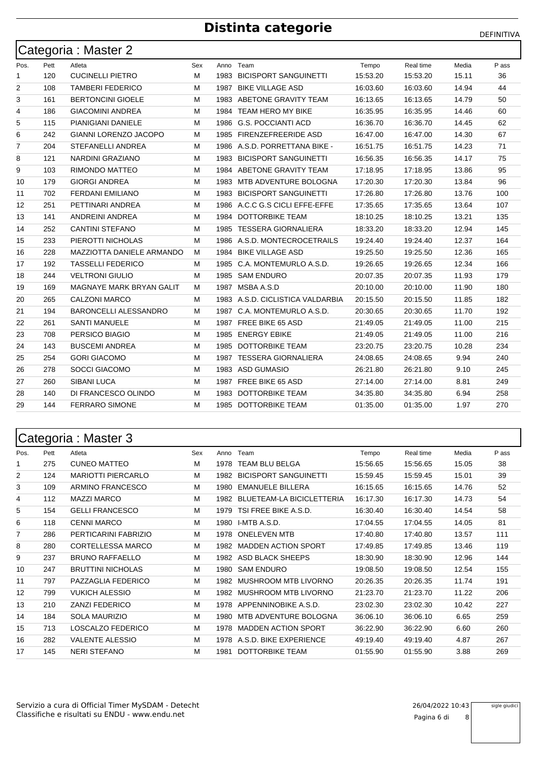# Distinta categorie

DEFINITIVA

## Categoria : Master 2

| Pos. | Pett | Atleta | Sex | Anno | Team | Tempo | Real time | Media | P ass |
|---|---|---|---|---|---|---|---|---|---|
| 1 | 120 | CUCINELLI PIETRO | M | 1983 | BICISPORT SANGUINETTI | 15:53.20 | 15:53.20 | 15.11 | 36 |
| 2 | 108 | TAMBERI FEDERICO | M | 1987 | BIKE VILLAGE ASD | 16:03.60 | 16:03.60 | 14.94 | 44 |
| 3 | 161 | BERTONCINI GIOELE | M | 1983 | ABETONE GRAVITY TEAM | 16:13.65 | 16:13.65 | 14.79 | 50 |
| 4 | 186 | GIACOMINI ANDREA | M | 1984 | TEAM HERO MY BIKE | 16:35.95 | 16:35.95 | 14.46 | 60 |
| 5 | 115 | PIANIGIANI DANIELE | M | 1986 | G.S. POCCIANTI ACD | 16:36.70 | 16:36.70 | 14.45 | 62 |
| 6 | 242 | GIANNI LORENZO JACOPO | M | 1985 | FIRENZEFREERIDE ASD | 16:47.00 | 16:47.00 | 14.30 | 67 |
| 7 | 204 | STEFANELLI ANDREA | M | 1986 | A.S.D. PORRETTANA BIKE - | 16:51.75 | 16:51.75 | 14.23 | 71 |
| 8 | 121 | NARDINI GRAZIANO | M | 1983 | BICISPORT SANGUINETTI | 16:56.35 | 16:56.35 | 14.17 | 75 |
| 9 | 103 | RIMONDO MATTEO | M | 1984 | ABETONE GRAVITY TEAM | 17:18.95 | 17:18.95 | 13.86 | 95 |
| 10 | 179 | GIORGI ANDREA | M | 1983 | MTB ADVENTURE BOLOGNA | 17:20.30 | 17:20.30 | 13.84 | 96 |
| 11 | 702 | FERDANI EMILIANO | M | 1983 | BICISPORT SANGUINETTI | 17:26.80 | 17:26.80 | 13.76 | 100 |
| 12 | 251 | PETTINARI ANDREA | M | 1986 | A.C.C G.S CICLI EFFE-EFFE | 17:35.65 | 17:35.65 | 13.64 | 107 |
| 13 | 141 | ANDREINI ANDREA | M | 1984 | DOTTORBIKE TEAM | 18:10.25 | 18:10.25 | 13.21 | 135 |
| 14 | 252 | CANTINI STEFANO | M | 1985 | TESSERA GIORNALIERA | 18:33.20 | 18:33.20 | 12.94 | 145 |
| 15 | 233 | PIEROTTI NICHOLAS | M | 1986 | A.S.D. MONTECROCETRAILS | 19:24.40 | 19:24.40 | 12.37 | 164 |
| 16 | 228 | MAZZIOTTA DANIELE ARMANDO | M | 1984 | BIKE VILLAGE ASD | 19:25.50 | 19:25.50 | 12.36 | 165 |
| 17 | 192 | TASSELLI FEDERICO | M | 1985 | C.A. MONTEMURLO A.S.D. | 19:26.65 | 19:26.65 | 12.34 | 166 |
| 18 | 244 | VELTRONI GIULIO | M | 1985 | SAM ENDURO | 20:07.35 | 20:07.35 | 11.93 | 179 |
| 19 | 169 | MAGNAYE MARK BRYAN GALIT | M | 1987 | MSBA A.S.D | 20:10.00 | 20:10.00 | 11.90 | 180 |
| 20 | 265 | CALZONI MARCO | M | 1983 | A.S.D. CICLISTICA VALDARBIA | 20:15.50 | 20:15.50 | 11.85 | 182 |
| 21 | 194 | BARONCELLI ALESSANDRO | M | 1987 | C.A. MONTEMURLO A.S.D. | 20:30.65 | 20:30.65 | 11.70 | 192 |
| 22 | 261 | SANTI MANUELE | M | 1987 | FREE BIKE 65 ASD | 21:49.05 | 21:49.05 | 11.00 | 215 |
| 23 | 708 | PERSICO BIAGIO | M | 1985 | ENERGY EBIKE | 21:49.05 | 21:49.05 | 11.00 | 216 |
| 24 | 143 | BUSCEMI ANDREA | M | 1985 | DOTTORBIKE TEAM | 23:20.75 | 23:20.75 | 10.28 | 234 |
| 25 | 254 | GORI GIACOMO | M | 1987 | TESSERA GIORNALIERA | 24:08.65 | 24:08.65 | 9.94 | 240 |
| 26 | 278 | SOCCI GIACOMO | M | 1983 | ASD GUMASIO | 26:21.80 | 26:21.80 | 9.10 | 245 |
| 27 | 260 | SIBANI LUCA | M | 1987 | FREE BIKE 65 ASD | 27:14.00 | 27:14.00 | 8.81 | 249 |
| 28 | 140 | DI FRANCESCO OLINDO | M | 1983 | DOTTORBIKE TEAM | 34:35.80 | 34:35.80 | 6.94 | 258 |
| 29 | 144 | FERRARO SIMONE | M | 1985 | DOTTORBIKE TEAM | 01:35.00 | 01:35.00 | 1.97 | 270 |

## Categoria : Master 3

| Pos. | Pett | Atleta | Sex | Anno | Team | Tempo | Real time | Media | P ass |
|---|---|---|---|---|---|---|---|---|---|
| 1 | 275 | CUNEO MATTEO | M | 1978 | TEAM BLU BELGA | 15:56.65 | 15:56.65 | 15.05 | 38 |
| 2 | 124 | MARIOTTI PIERCARLO | M | 1982 | BICISPORT SANGUINETTI | 15:59.45 | 15:59.45 | 15.01 | 39 |
| 3 | 109 | ARMINO FRANCESCO | M | 1980 | EMANUELE BILLERA | 16:15.65 | 16:15.65 | 14.76 | 52 |
| 4 | 112 | MAZZI MARCO | M | 1982 | BLUETEAM-LA BICICLETTERIA | 16:17.30 | 16:17.30 | 14.73 | 54 |
| 5 | 154 | GELLI FRANCESCO | M | 1979 | TSI FREE BIKE A.S.D. | 16:30.40 | 16:30.40 | 14.54 | 58 |
| 6 | 118 | CENNI MARCO | M | 1980 | I-MTB A.S.D. | 17:04.55 | 17:04.55 | 14.05 | 81 |
| 7 | 286 | PERTICARINI FABRIZIO | M | 1978 | ONELEVEN MTB | 17:40.80 | 17:40.80 | 13.57 | 111 |
| 8 | 280 | CORTELLESSA MARCO | M | 1982 | MADDEN ACTION SPORT | 17:49.85 | 17:49.85 | 13.46 | 119 |
| 9 | 237 | BRUNO RAFFAELLO | M | 1982 | ASD BLACK SHEEPS | 18:30.90 | 18:30.90 | 12.96 | 144 |
| 10 | 247 | BRUTTINI NICHOLAS | M | 1980 | SAM ENDURO | 19:08.50 | 19:08.50 | 12.54 | 155 |
| 11 | 797 | PAZZAGLIA FEDERICO | M | 1982 | MUSHROOM MTB LIVORNO | 20:26.35 | 20:26.35 | 11.74 | 191 |
| 12 | 799 | VUKICH ALESSIO | M | 1982 | MUSHROOM MTB LIVORNO | 21:23.70 | 21:23.70 | 11.22 | 206 |
| 13 | 210 | ZANZI FEDERICO | M | 1978 | APPENNINOBIKE A.S.D. | 23:02.30 | 23:02.30 | 10.42 | 227 |
| 14 | 184 | SOLA MAURIZIO | M | 1980 | MTB ADVENTURE BOLOGNA | 36:06.10 | 36:06.10 | 6.65 | 259 |
| 15 | 713 | LOSCALZO FEDERICO | M | 1978 | MADDEN ACTION SPORT | 36:22.90 | 36:22.90 | 6.60 | 260 |
| 16 | 282 | VALENTE ALESSIO | M | 1978 | A.S.D. BIKE EXPERIENCE | 49:19.40 | 49:19.40 | 4.87 | 267 |
| 17 | 145 | NERI STEFANO | M | 1981 | DOTTORBIKE TEAM | 01:55.90 | 01:55.90 | 3.88 | 269 |

Servizio a cura di Official Timer MySDAM - Detecht
Classifiche e risultati su ENDU - www.endu.net

26/04/2022 10:43

sigle giudici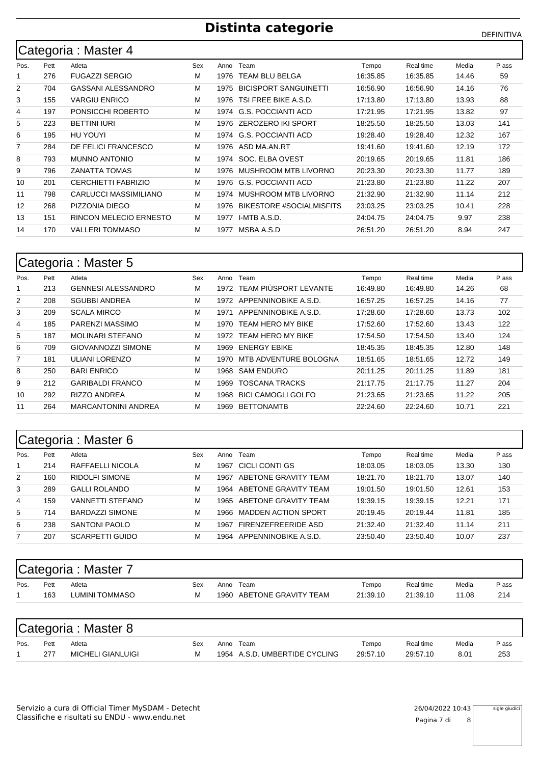# Distinta categorie

DEFINITIVA

## Categoria : Master 4

| Pos. | Pett | Atleta | Sex | Anno | Team | Tempo | Real time | Media | P ass |
|---|---|---|---|---|---|---|---|---|---|
| 1 | 276 | FUGAZZI SERGIO | M | 1976 | TEAM BLU BELGA | 16:35.85 | 16:35.85 | 14.46 | 59 |
| 2 | 704 | GASSANI ALESSANDRO | M | 1975 | BICISPORT SANGUINETTI | 16:56.90 | 16:56.90 | 14.16 | 76 |
| 3 | 155 | VARGIU ENRICO | M | 1976 | TSI FREE BIKE A.S.D. | 17:13.80 | 17:13.80 | 13.93 | 88 |
| 4 | 197 | PONSICCHI ROBERTO | M | 1974 | G.S. POCCIANTI ACD | 17:21.95 | 17:21.95 | 13.82 | 97 |
| 5 | 223 | BETTINI IURI | M | 1976 | ZEROZERO IKI SPORT | 18:25.50 | 18:25.50 | 13.03 | 141 |
| 6 | 195 | HU YOUYI | M | 1974 | G.S. POCCIANTI ACD | 19:28.40 | 19:28.40 | 12.32 | 167 |
| 7 | 284 | DE FELICI FRANCESCO | M | 1976 | ASD MA.AN.RT | 19:41.60 | 19:41.60 | 12.19 | 172 |
| 8 | 793 | MUNNO ANTONIO | M | 1974 | SOC. ELBA OVEST | 20:19.65 | 20:19.65 | 11.81 | 186 |
| 9 | 796 | ZANATTA TOMAS | M | 1976 | MUSHROOM MTB LIVORNO | 20:23.30 | 20:23.30 | 11.77 | 189 |
| 10 | 201 | CERCHIETTI FABRIZIO | M | 1976 | G.S. POCCIANTI ACD | 21:23.80 | 21:23.80 | 11.22 | 207 |
| 11 | 798 | CARLUCCI MASSIMILIANO | M | 1974 | MUSHROOM MTB LIVORNO | 21:32.90 | 21:32.90 | 11.14 | 212 |
| 12 | 268 | PIZZONIA DIEGO | M | 1976 | BIKESTORE #SOCIALMISFITS | 23:03.25 | 23:03.25 | 10.41 | 228 |
| 13 | 151 | RINCON MELECIO ERNESTO | M | 1977 | I-MTB A.S.D. | 24:04.75 | 24:04.75 | 9.97 | 238 |
| 14 | 170 | VALLERI TOMMASO | M | 1977 | MSBA A.S.D | 26:51.20 | 26:51.20 | 8.94 | 247 |

## Categoria : Master 5

| Pos. | Pett | Atleta | Sex | Anno | Team | Tempo | Real time | Media | P ass |
|---|---|---|---|---|---|---|---|---|---|
| 1 | 213 | GENNESI ALESSANDRO | M | 1972 | TEAM PIÙSPORT LEVANTE | 16:49.80 | 16:49.80 | 14.26 | 68 |
| 2 | 208 | SGUBBI ANDREA | M | 1972 | APPENNINOBIKE A.S.D. | 16:57.25 | 16:57.25 | 14.16 | 77 |
| 3 | 209 | SCALA MIRCO | M | 1971 | APPENNINOBIKE A.S.D. | 17:28.60 | 17:28.60 | 13.73 | 102 |
| 4 | 185 | PARENZI MASSIMO | M | 1970 | TEAM HERO MY BIKE | 17:52.60 | 17:52.60 | 13.43 | 122 |
| 5 | 187 | MOLINARI STEFANO | M | 1972 | TEAM HERO MY BIKE | 17:54.50 | 17:54.50 | 13.40 | 124 |
| 6 | 709 | GIOVANNOZZI SIMONE | M | 1969 | ENERGY EBIKE | 18:45.35 | 18:45.35 | 12.80 | 148 |
| 7 | 181 | ULIANI LORENZO | M | 1970 | MTB ADVENTURE BOLOGNA | 18:51.65 | 18:51.65 | 12.72 | 149 |
| 8 | 250 | BARI ENRICO | M | 1968 | SAM ENDURO | 20:11.25 | 20:11.25 | 11.89 | 181 |
| 9 | 212 | GARIBALDI FRANCO | M | 1969 | TOSCANA TRACKS | 21:17.75 | 21:17.75 | 11.27 | 204 |
| 10 | 292 | RIZZO ANDREA | M | 1968 | BICI CAMOGLI GOLFO | 21:23.65 | 21:23.65 | 11.22 | 205 |
| 11 | 264 | MARCANTONINI ANDREA | M | 1969 | BETTONAMTB | 22:24.60 | 22:24.60 | 10.71 | 221 |

## Categoria : Master 6

| Pos. | Pett | Atleta | Sex | Anno | Team | Tempo | Real time | Media | P ass |
|---|---|---|---|---|---|---|---|---|---|
| 1 | 214 | RAFFAELLI NICOLA | M | 1967 | CICLI CONTI GS | 18:03.05 | 18:03.05 | 13.30 | 130 |
| 2 | 160 | RIDOLFI SIMONE | M | 1967 | ABETONE GRAVITY TEAM | 18:21.70 | 18:21.70 | 13.07 | 140 |
| 3 | 289 | GALLI ROLANDO | M | 1964 | ABETONE GRAVITY TEAM | 19:01.50 | 19:01.50 | 12.61 | 153 |
| 4 | 159 | VANNETTI STEFANO | M | 1965 | ABETONE GRAVITY TEAM | 19:39.15 | 19:39.15 | 12.21 | 171 |
| 5 | 714 | BARDAZZI SIMONE | M | 1966 | MADDEN ACTION SPORT | 20:19.45 | 20:19.44 | 11.81 | 185 |
| 6 | 238 | SANTONI PAOLO | M | 1967 | FIRENZEFREERIDE ASD | 21:32.40 | 21:32.40 | 11.14 | 211 |
| 7 | 207 | SCARPETTI GUIDO | M | 1964 | APPENNINOBIKE A.S.D. | 23:50.40 | 23:50.40 | 10.07 | 237 |

## Categoria : Master 7

| Pos. | Pett | Atleta | Sex | Anno | Team | Tempo | Real time | Media | P ass |
|---|---|---|---|---|---|---|---|---|---|
| 1 | 163 | LUMINI TOMMASO | M | 1960 | ABETONE GRAVITY TEAM | 21:39.10 | 21:39.10 | 11.08 | 214 |

## Categoria : Master 8

| Pos. | Pett | Atleta | Sex | Anno | Team | Tempo | Real time | Media | P ass |
|---|---|---|---|---|---|---|---|---|---|
| 1 | 277 | MICHELI GIANLUIGI | M | 1954 | A.S.D. UMBERTIDE CYCLING | 29:57.10 | 29:57.10 | 8.01 | 253 |

Servizio a cura di Official Timer MySDAM - Detecht
Classifiche e risultati su ENDU - www.endu.net

26/04/2022 10:43

sigle giudici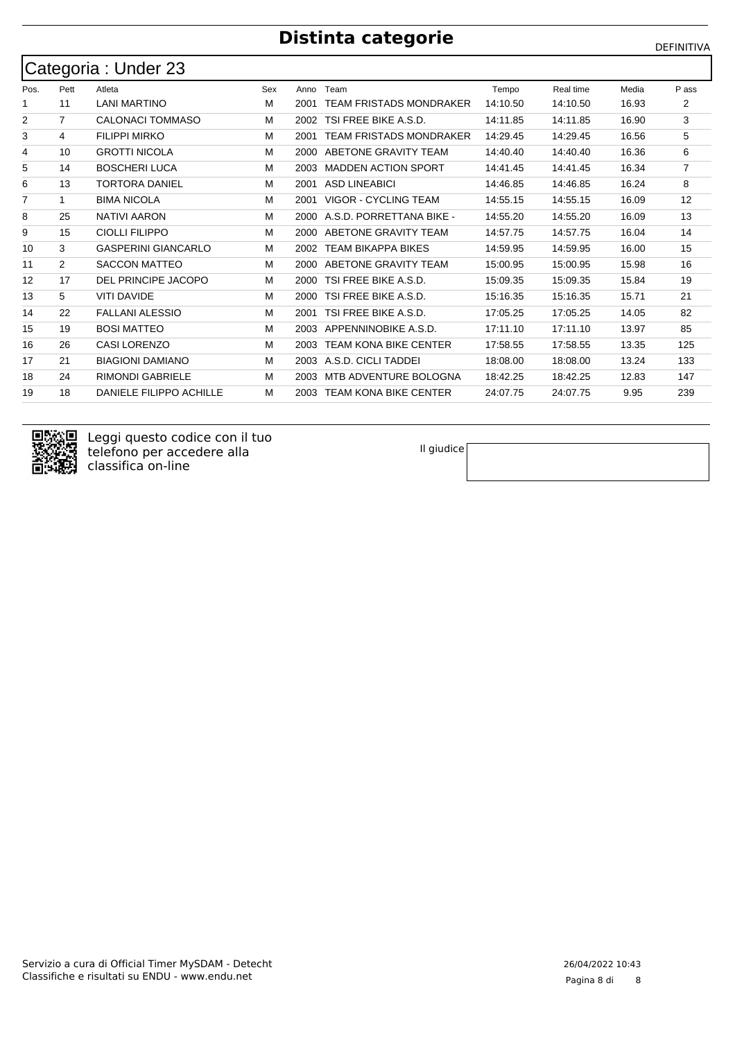# Distinta categorie

DEFINITIVA

## Categoria : Under 23

| Pos. | Pett | Atleta | Sex | Anno | Team | Tempo | Real time | Media | P ass |
|---|---|---|---|---|---|---|---|---|---|
| 1 | 11 | LANI MARTINO | M | 2001 | TEAM FRISTADS MONDRAKER | 14:10.50 | 14:10.50 | 16.93 | 2 |
| 2 | 7 | CALONACI TOMMASO | M | 2002 | TSI FREE BIKE A.S.D. | 14:11.85 | 14:11.85 | 16.90 | 3 |
| 3 | 4 | FILIPPI MIRKO | M | 2001 | TEAM FRISTADS MONDRAKER | 14:29.45 | 14:29.45 | 16.56 | 5 |
| 4 | 10 | GROTTI NICOLA | M | 2000 | ABETONE GRAVITY TEAM | 14:40.40 | 14:40.40 | 16.36 | 6 |
| 5 | 14 | BOSCHERI LUCA | M | 2003 | MADDEN ACTION SPORT | 14:41.45 | 14:41.45 | 16.34 | 7 |
| 6 | 13 | TORTORA DANIEL | M | 2001 | ASD LINEABICI | 14:46.85 | 14:46.85 | 16.24 | 8 |
| 7 | 1 | BIMA NICOLA | M | 2001 | VIGOR - CYCLING TEAM | 14:55.15 | 14:55.15 | 16.09 | 12 |
| 8 | 25 | NATIVI AARON | M | 2000 | A.S.D. PORRETTANA BIKE - | 14:55.20 | 14:55.20 | 16.09 | 13 |
| 9 | 15 | CIOLLI FILIPPO | M | 2000 | ABETONE GRAVITY TEAM | 14:57.75 | 14:57.75 | 16.04 | 14 |
| 10 | 3 | GASPERINI GIANCARLO | M | 2002 | TEAM BIKAPPA BIKES | 14:59.95 | 14:59.95 | 16.00 | 15 |
| 11 | 2 | SACCON MATTEO | M | 2000 | ABETONE GRAVITY TEAM | 15:00.95 | 15:00.95 | 15.98 | 16 |
| 12 | 17 | DEL PRINCIPE JACOPO | M | 2000 | TSI FREE BIKE A.S.D. | 15:09.35 | 15:09.35 | 15.84 | 19 |
| 13 | 5 | VITI DAVIDE | M | 2000 | TSI FREE BIKE A.S.D. | 15:16.35 | 15:16.35 | 15.71 | 21 |
| 14 | 22 | FALLANI ALESSIO | M | 2001 | TSI FREE BIKE A.S.D. | 17:05.25 | 17:05.25 | 14.05 | 82 |
| 15 | 19 | BOSI MATTEO | M | 2003 | APPENNINOBIKE A.S.D. | 17:11.10 | 17:11.10 | 13.97 | 85 |
| 16 | 26 | CASI LORENZO | M | 2003 | TEAM KONA BIKE CENTER | 17:58.55 | 17:58.55 | 13.35 | 125 |
| 17 | 21 | BIAGIONI DAMIANO | M | 2003 | A.S.D. CICLI TADDEI | 18:08.00 | 18:08.00 | 13.24 | 133 |
| 18 | 24 | RIMONDI GABRIELE | M | 2003 | MTB ADVENTURE BOLOGNA | 18:42.25 | 18:42.25 | 12.83 | 147 |
| 19 | 18 | DANIELE FILIPPO ACHILLE | M | 2003 | TEAM KONA BIKE CENTER | 24:07.75 | 24:07.75 | 9.95 | 239 |

Leggi questo codice con il tuo telefono per accedere alla classifica on-line

Il giudice

Servizio a cura di Official Timer MySDAM - Detecht
Classifiche e risultati su ENDU - www.endu.net

26/04/2022 10:43